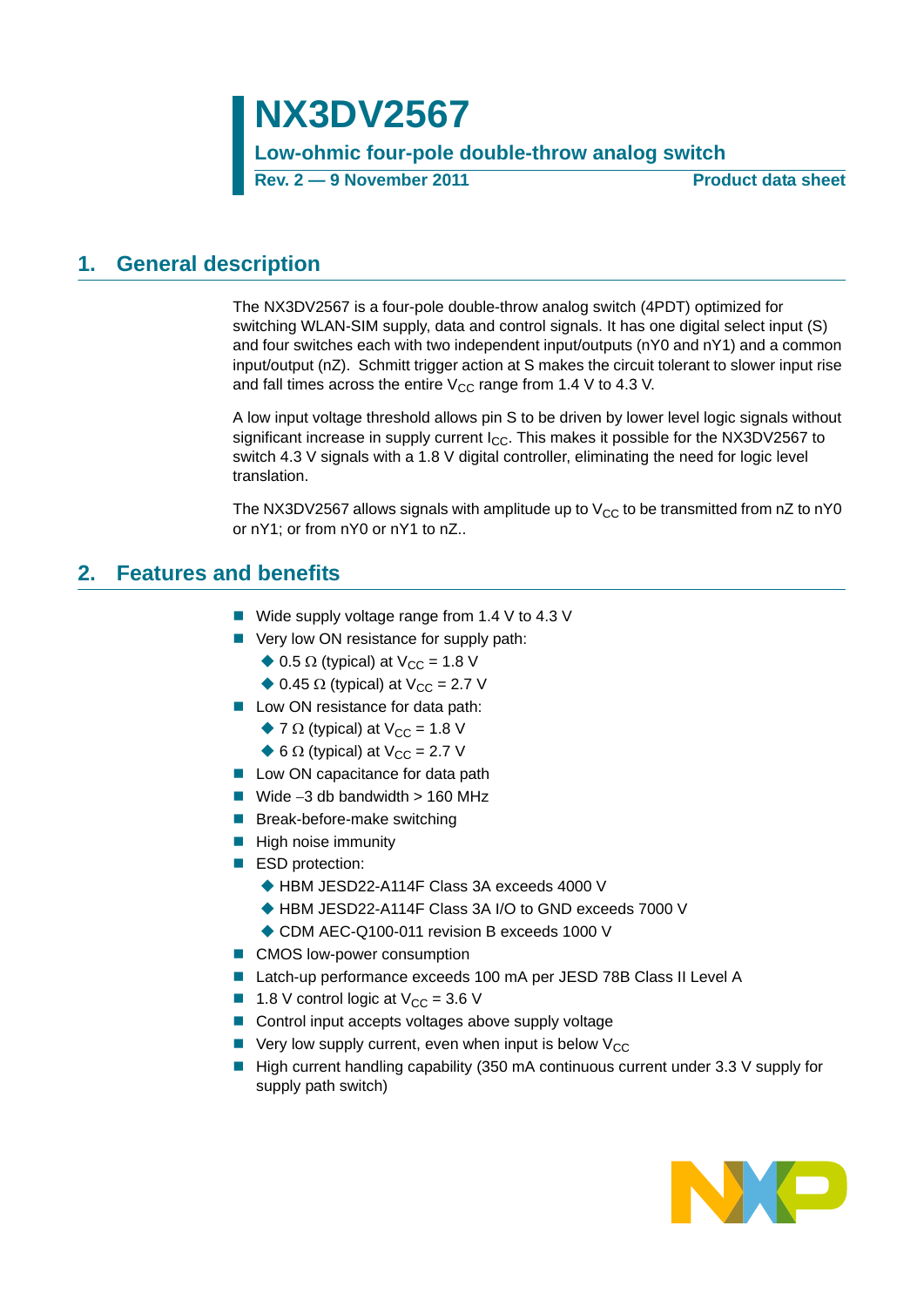# NX3DV2567

**Low-ohmic four-pole double-throw analog switch**

**Rev. 2 — 9 November 2011** **Product data sheet**

## 1. General description

The NX3DV2567 is a four-pole double-throw analog switch (4PDT) optimized for switching WLAN-SIM supply, data and control signals. It has one digital select input (S) and four switches each with two independent input/outputs (nY0 and nY1) and a common input/output (nZ). Schmitt trigger action at S makes the circuit tolerant to slower input rise and fall times across the entire $V_{CC}$ range from 1.4 V to 4.3 V.

A low input voltage threshold allows pin S to be driven by lower level logic signals without significant increase in supply current $I_{CC}$. This makes it possible for the NX3DV2567 to switch 4.3 V signals with a 1.8 V digital controller, eliminating the need for logic level translation.

The NX3DV2567 allows signals with amplitude up to $V_{CC}$ to be transmitted from nZ to nY0 or nY1; or from nY0 or nY1 to nZ..

## 2. Features and benefits

- Wide supply voltage range from 1.4 V to 4.3 V
- Very low ON resistance for supply path:
  - 0.5 Ω (typical) at $V_{CC}$ = 1.8 V
  - 0.45 Ω (typical) at $V_{CC}$ = 2.7 V
- Low ON resistance for data path:
  - 7 Ω (typical) at $V_{CC}$ = 1.8 V
  - 6 Ω (typical) at $V_{CC}$ = 2.7 V
- Low ON capacitance for data path
- Wide −3 db bandwidth > 160 MHz
- Break-before-make switching
- High noise immunity
- ESD protection:
  - HBM JESD22-A114F Class 3A exceeds 4000 V
  - HBM JESD22-A114F Class 3A I/O to GND exceeds 7000 V
  - CDM AEC-Q100-011 revision B exceeds 1000 V
- CMOS low-power consumption
- Latch-up performance exceeds 100 mA per JESD 78B Class II Level A
- 1.8 V control logic at $V_{CC}$ = 3.6 V
- Control input accepts voltages above supply voltage
- Very low supply current, even when input is below $V_{CC}$
- High current handling capability (350 mA continuous current under 3.3 V supply for supply path switch)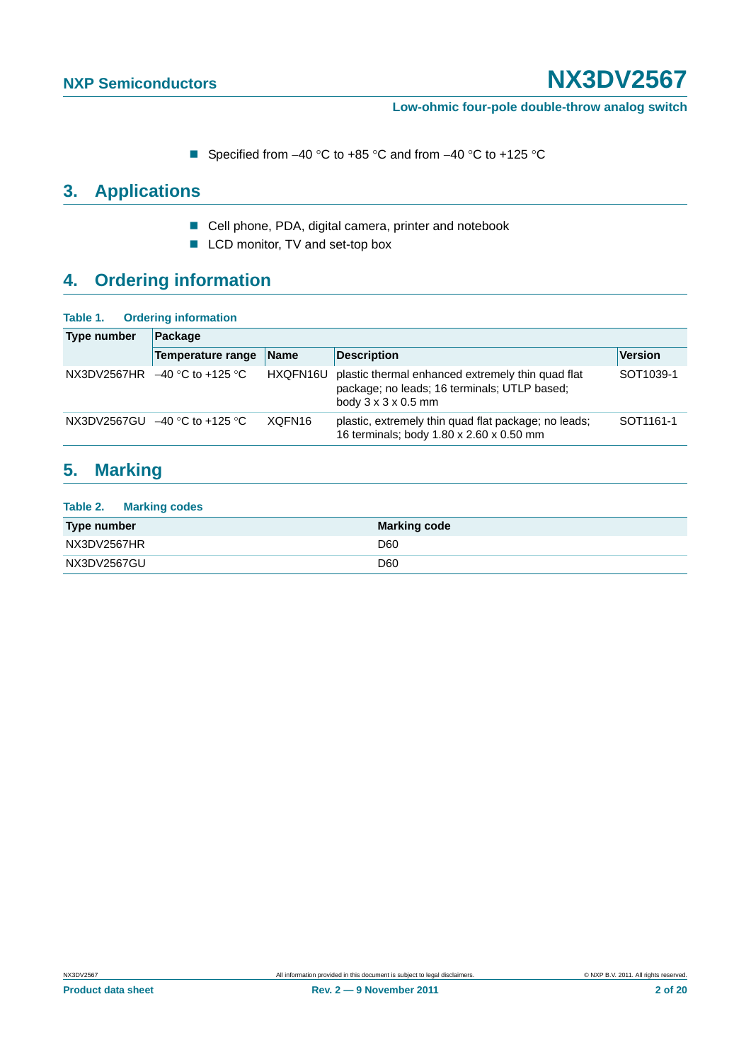- Specified from –40 °C to +85 °C and from –40 °C to +125 °C

## 3. Applications

- Cell phone, PDA, digital camera, printer and notebook
- LCD monitor, TV and set-top box

## 4. Ordering information

**Table 1. Ordering information**

| Type number | Package | | | |
|---|---|---|---|---|
| | Temperature range | Name | Description | Version |
| NX3DV2567HR | –40 °C to +125 °C | HXQFN16U | plastic thermal enhanced extremely thin quad flat package; no leads; 16 terminals; UTLP based; body 3 x 3 x 0.5 mm | SOT1039-1 |
| NX3DV2567GU | –40 °C to +125 °C | XQFN16 | plastic, extremely thin quad flat package; no leads; 16 terminals; body 1.80 x 2.60 x 0.50 mm | SOT1161-1 |

## 5. Marking

**Table 2. Marking codes**

| Type number | Marking code |
|---|---|
| NX3DV2567HR | D60 |
| NX3DV2567GU | D60 |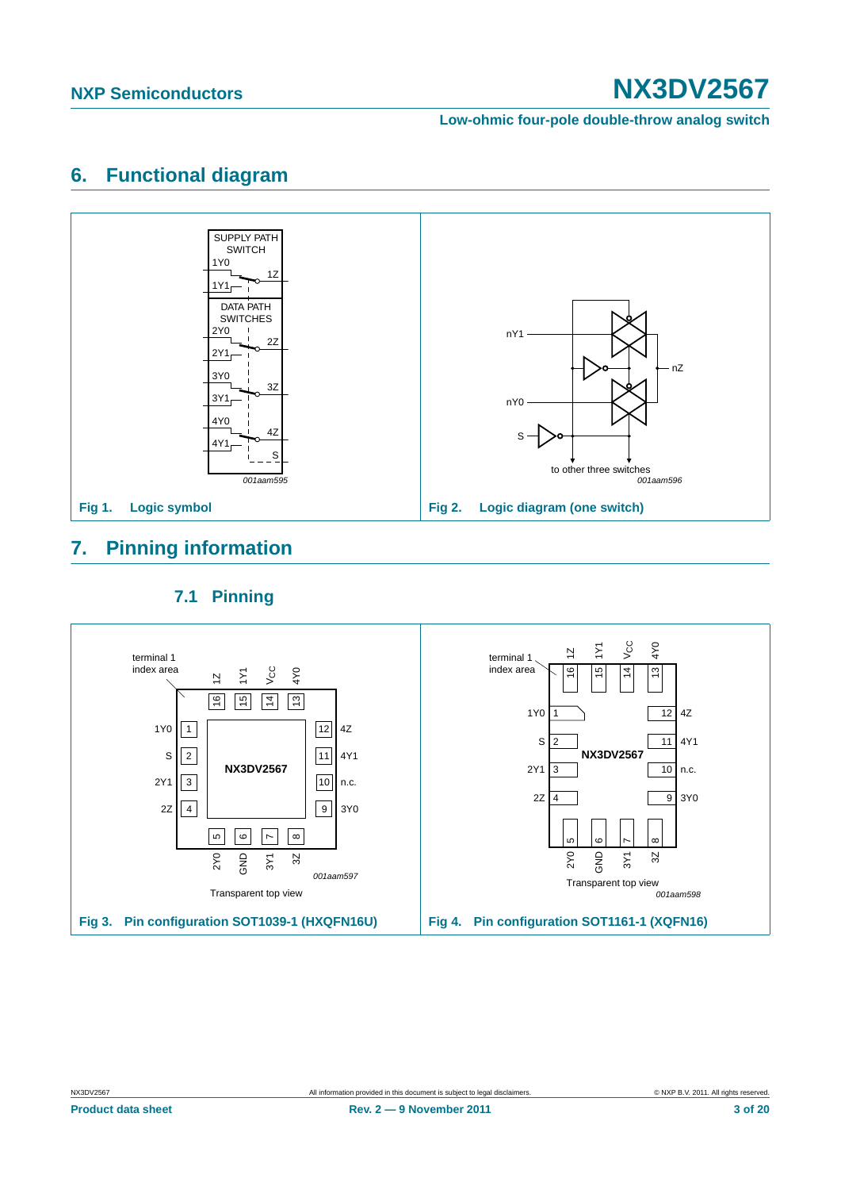## 6. Functional diagram

Fig 1. Logic symbol

Fig 2. Logic diagram (one switch)

## 7. Pinning information

### 7.1 Pinning

Fig 3. Pin configuration SOT1039-1 (HXQFN16U)

Fig 4. Pin configuration SOT1161-1 (XQFN16)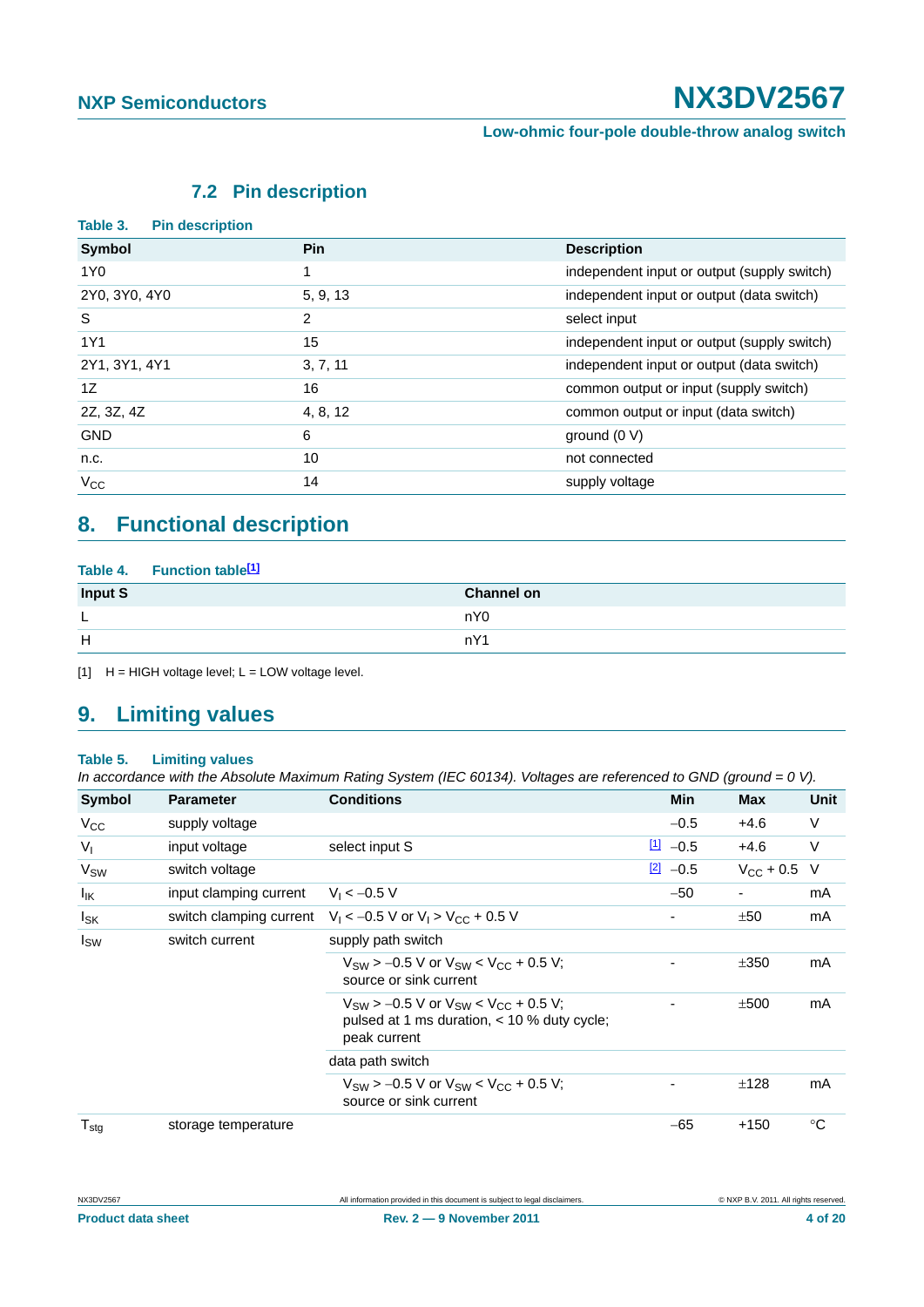### 7.2 Pin description

**Table 3. Pin description**

| Symbol | Pin | Description |
|---|---|---|
| 1Y0 | 1 | independent input or output (supply switch) |
| 2Y0, 3Y0, 4Y0 | 5, 9, 13 | independent input or output (data switch) |
| S | 2 | select input |
| 1Y1 | 15 | independent input or output (supply switch) |
| 2Y1, 3Y1, 4Y1 | 3, 7, 11 | independent input or output (data switch) |
| 1Z | 16 | common output or input (supply switch) |
| 2Z, 3Z, 4Z | 4, 8, 12 | common output or input (data switch) |
| GND | 6 | ground (0 V) |
| n.c. | 10 | not connected |
| $V_{CC}$ | 14 | supply voltage |

## 8. Functional description

**Table 4. Function table[1]**

| Input S | Channel on |
|---|---|
| L | nY0 |
| H | nY1 |

[1] H = HIGH voltage level; L = LOW voltage level.

## 9. Limiting values

**Table 5. Limiting values**

*In accordance with the Absolute Maximum Rating System (IEC 60134). Voltages are referenced to GND (ground = 0 V).*

| Symbol | Parameter | Conditions | | Min | Max | Unit |
|---|---|---|---|---|---|---|
| $V_{CC}$ | supply voltage | | | −0.5 | +4.6 | V |
| $V_I$ | input voltage | select input S | [1] | −0.5 | +4.6 | V |
| $V_{SW}$ | switch voltage | | [2] | −0.5 | $V_{CC}$ + 0.5 | V |
| $I_{IK}$ | input clamping current | $V_I < -0.5$ V | | −50 | - | mA |
| $I_{SK}$ | switch clamping current | $V_I < -0.5$ V or $V_I > V_{CC} + 0.5$ V | | - | ±50 | mA |
| $I_{SW}$ | switch current | supply path switch | | | | |
| | | $V_{SW} > -0.5$ V or $V_{SW} < V_{CC} + 0.5$ V; source or sink current | | - | ±350 | mA |
| | | $V_{SW} > -0.5$ V or $V_{SW} < V_{CC} + 0.5$ V; pulsed at 1 ms duration, < 10 % duty cycle; peak current | | - | ±500 | mA |
| | | data path switch | | | | |
| | | $V_{SW} > -0.5$ V or $V_{SW} < V_{CC} + 0.5$ V; source or sink current | | - | ±128 | mA |
| $T_{stg}$ | storage temperature | | | −65 | +150 | °C |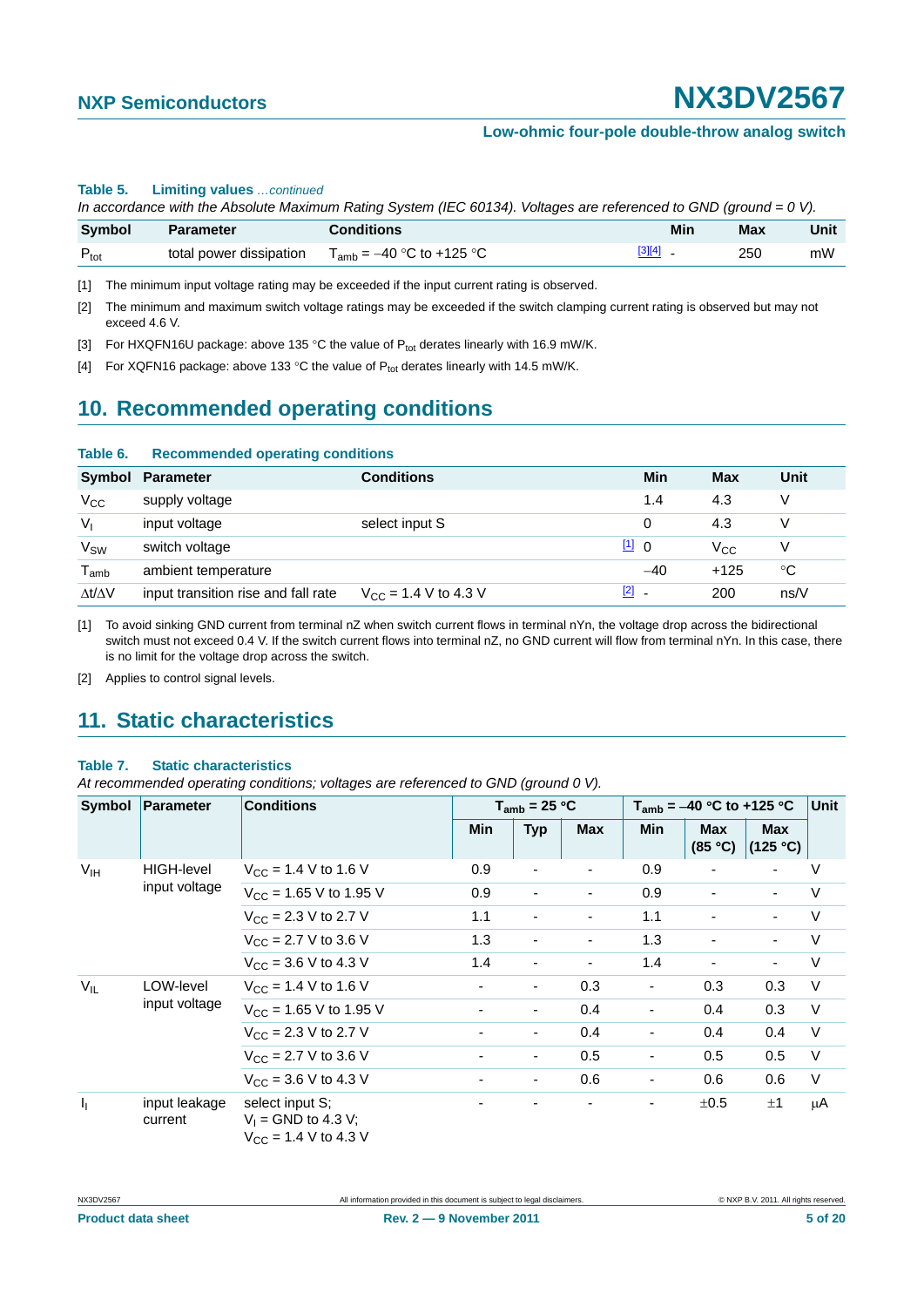**Table 5. Limiting values** *...continued*

*In accordance with the Absolute Maximum Rating System (IEC 60134). Voltages are referenced to GND (ground = 0 V).*

| Symbol | Parameter | Conditions | | Min | Max | Unit |
|---|---|---|---|---|---|---|
| $P_{tot}$ | total power dissipation | $T_{amb}$ = −40 °C to +125 °C | [3][4] | - | 250 | mW |

[1] The minimum input voltage rating may be exceeded if the input current rating is observed.

[2] The minimum and maximum switch voltage ratings may be exceeded if the switch clamping current rating is observed but may not exceed 4.6 V.

[3] For HXQFN16U package: above 135 °C the value of $P_{tot}$ derates linearly with 16.9 mW/K.

[4] For XQFN16 package: above 133 °C the value of $P_{tot}$ derates linearly with 14.5 mW/K.

## 10. Recommended operating conditions

**Table 6. Recommended operating conditions**

| Symbol | Parameter | Conditions | | Min | Max | Unit |
|---|---|---|---|---|---|---|
| $V_{CC}$ | supply voltage | | | 1.4 | 4.3 | V |
| $V_I$ | input voltage | select input S | | 0 | 4.3 | V |
| $V_{SW}$ | switch voltage | | [1] | 0 | $V_{CC}$ | V |
| $T_{amb}$ | ambient temperature | | | −40 | +125 | °C |
| Δt/ΔV | input transition rise and fall rate | $V_{CC}$ = 1.4 V to 4.3 V | [2] | - | 200 | ns/V |

[1] To avoid sinking GND current from terminal nZ when switch current flows in terminal nYn, the voltage drop across the bidirectional switch must not exceed 0.4 V. If the switch current flows into terminal nZ, no GND current will flow from terminal nYn. In this case, there is no limit for the voltage drop across the switch.

[2] Applies to control signal levels.

## 11. Static characteristics

**Table 7. Static characteristics**

*At recommended operating conditions; voltages are referenced to GND (ground 0 V).*

| Symbol | Parameter | Conditions | $T_{amb}$ = 25 °C | | | $T_{amb}$ = −40 °C to +125 °C | | | Unit |
|---|---|---|---|---|---|---|---|---|---|
| | | | Min | Typ | Max | Min | Max (85 °C) | Max (125 °C) | |
| $V_{IH}$ | HIGH-level input voltage | $V_{CC}$ = 1.4 V to 1.6 V | 0.9 | - | - | 0.9 | - | - | V |
| | | $V_{CC}$ = 1.65 V to 1.95 V | 0.9 | - | - | 0.9 | - | - | V |
| | | $V_{CC}$ = 2.3 V to 2.7 V | 1.1 | - | - | 1.1 | - | - | V |
| | | $V_{CC}$ = 2.7 V to 3.6 V | 1.3 | - | - | 1.3 | - | - | V |
| | | $V_{CC}$ = 3.6 V to 4.3 V | 1.4 | - | - | 1.4 | - | - | V |
| $V_{IL}$ | LOW-level input voltage | $V_{CC}$ = 1.4 V to 1.6 V | - | - | 0.3 | - | 0.3 | 0.3 | V |
| | | $V_{CC}$ = 1.65 V to 1.95 V | - | - | 0.4 | - | 0.4 | 0.3 | V |
| | | $V_{CC}$ = 2.3 V to 2.7 V | - | - | 0.4 | - | 0.4 | 0.4 | V |
| | | $V_{CC}$ = 2.7 V to 3.6 V | - | - | 0.5 | - | 0.5 | 0.5 | V |
| | | $V_{CC}$ = 3.6 V to 4.3 V | - | - | 0.6 | - | 0.6 | 0.6 | V |
| $I_I$ | input leakage current | select input S; $V_I$ = GND to 4.3 V; $V_{CC}$ = 1.4 V to 4.3 V | - | - | - | - | ±0.5 | ±1 | μA |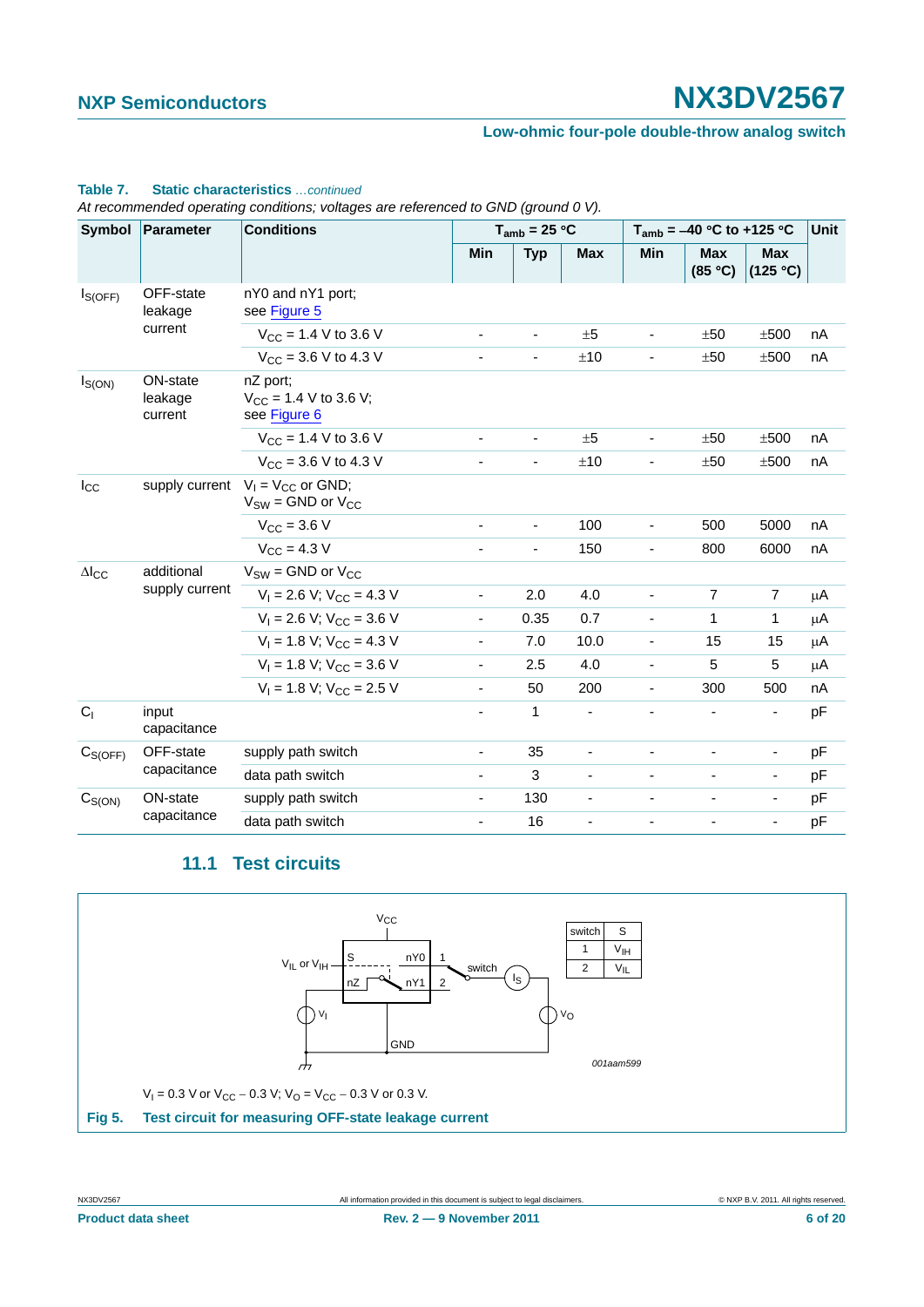**Table 7. Static characteristics** *...continued*

*At recommended operating conditions; voltages are referenced to GND (ground 0 V).*

| Symbol | Parameter | Conditions | $T_{amb}$ = 25 °C | | | $T_{amb}$ = −40 °C to +125 °C | | | Unit |
|---|---|---|---|---|---|---|---|---|---|
| | | | Min | Typ | Max | Min | Max (85 °C) | Max (125 °C) | |
| $I_{S(OFF)}$ | OFF-state leakage current | nY0 and nY1 port; see Figure 5 | | | | | | | |
| | | $V_{CC}$ = 1.4 V to 3.6 V | - | - | ±5 | - | ±50 | ±500 | nA |
| | | $V_{CC}$ = 3.6 V to 4.3 V | - | - | ±10 | - | ±50 | ±500 | nA |
| $I_{S(ON)}$ | ON-state leakage current | nZ port; $V_{CC}$ = 1.4 V to 3.6 V; see Figure 6 | | | | | | | |
| | | $V_{CC}$ = 1.4 V to 3.6 V | - | - | ±5 | - | ±50 | ±500 | nA |
| | | $V_{CC}$ = 3.6 V to 4.3 V | - | - | ±10 | - | ±50 | ±500 | nA |
| $I_{CC}$ | supply current | $V_I$ = $V_{CC}$ or GND; $V_{SW}$ = GND or $V_{CC}$ | | | | | | | |
| | | $V_{CC}$ = 3.6 V | - | - | 100 | - | 500 | 5000 | nA |
| | | $V_{CC}$ = 4.3 V | - | - | 150 | - | 800 | 6000 | nA |
| $\Delta I_{CC}$ | additional supply current | $V_{SW}$ = GND or $V_{CC}$ | | | | | | | |
| | | $V_I$ = 2.6 V; $V_{CC}$ = 4.3 V | - | 2.0 | 4.0 | - | 7 | 7 | μA |
| | | $V_I$ = 2.6 V; $V_{CC}$ = 3.6 V | - | 0.35 | 0.7 | - | 1 | 1 | μA |
| | | $V_I$ = 1.8 V; $V_{CC}$ = 4.3 V | - | 7.0 | 10.0 | - | 15 | 15 | μA |
| | | $V_I$ = 1.8 V; $V_{CC}$ = 3.6 V | - | 2.5 | 4.0 | - | 5 | 5 | μA |
| | | $V_I$ = 1.8 V; $V_{CC}$ = 2.5 V | - | 50 | 200 | - | 300 | 500 | nA |
| $C_I$ | input capacitance | | - | 1 | - | - | - | - | pF |
| $C_{S(OFF)}$ | OFF-state capacitance | supply path switch | - | 35 | - | - | - | - | pF |
| | | data path switch | - | 3 | - | - | - | - | pF |
| $C_{S(ON)}$ | ON-state capacitance | supply path switch | - | 130 | - | - | - | - | pF |
| | | data path switch | - | 16 | - | - | - | - | pF |

## 11.1 Test circuits

| switch | S |
|---|---|
| 1 | $V_{IH}$ |
| 2 | $V_{IL}$ |

001aam599

$V_I$ = 0.3 V or $V_{CC}$ − 0.3 V; $V_O$ = $V_{CC}$ − 0.3 V or 0.3 V.

**Fig 5. Test circuit for measuring OFF-state leakage current**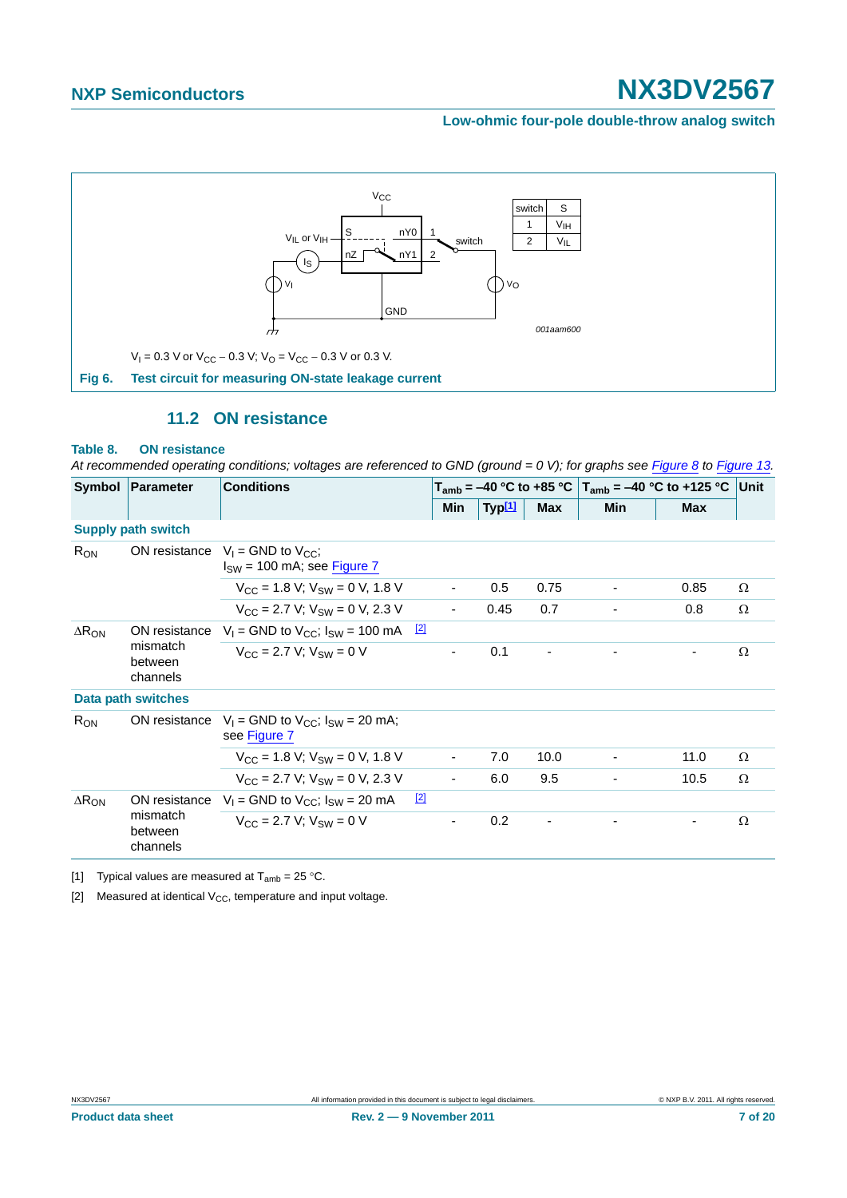| switch | S |
|---|---|
| 1 | $V_{IH}$ |
| 2 | $V_{IL}$ |

001aam600

$V_I$ = 0.3 V or $V_{CC}$ − 0.3 V; $V_O$ = $V_{CC}$ − 0.3 V or 0.3 V.

**Fig 6. Test circuit for measuring ON-state leakage current**

## 11.2 ON resistance

**Table 8. ON resistance**

*At recommended operating conditions; voltages are referenced to GND (ground = 0 V); for graphs see Figure 8 to Figure 13.*

| Symbol | Parameter | Conditions | | $T_{amb}$ = −40 °C to +85 °C | | | $T_{amb}$ = −40 °C to +125 °C | | Unit |
|---|---|---|---|---|---|---|---|---|---|
| | | | | Min | Typ[1] | Max | Min | Max | |
| **Supply path switch** | | | | | | | | | |
| $R_{ON}$ | ON resistance | $V_I$ = GND to $V_{CC}$; $I_{SW}$ = 100 mA; see Figure 7 | | | | | | | |
| | | $V_{CC}$ = 1.8 V; $V_{SW}$ = 0 V, 1.8 V | | - | 0.5 | 0.75 | - | 0.85 | Ω |
| | | $V_{CC}$ = 2.7 V; $V_{SW}$ = 0 V, 2.3 V | | - | 0.45 | 0.7 | - | 0.8 | Ω |
| $\Delta R_{ON}$ | ON resistance mismatch between channels | $V_I$ = GND to $V_{CC}$; $I_{SW}$ = 100 mA | [2] | | | | | | |
| | | $V_{CC}$ = 2.7 V; $V_{SW}$ = 0 V | | - | 0.1 | - | - | - | Ω |
| **Data path switches** | | | | | | | | | |
| $R_{ON}$ | ON resistance | $V_I$ = GND to $V_{CC}$; $I_{SW}$ = 20 mA; see Figure 7 | | | | | | | |
| | | $V_{CC}$ = 1.8 V; $V_{SW}$ = 0 V, 1.8 V | | - | 7.0 | 10.0 | - | 11.0 | Ω |
| | | $V_{CC}$ = 2.7 V; $V_{SW}$ = 0 V, 2.3 V | | - | 6.0 | 9.5 | - | 10.5 | Ω |
| $\Delta R_{ON}$ | ON resistance mismatch between channels | $V_I$ = GND to $V_{CC}$; $I_{SW}$ = 20 mA | [2] | | | | | | |
| | | $V_{CC}$ = 2.7 V; $V_{SW}$ = 0 V | | - | 0.2 | - | - | - | Ω |

[1] Typical values are measured at $T_{amb}$ = 25 °C.

[2] Measured at identical $V_{CC}$, temperature and input voltage.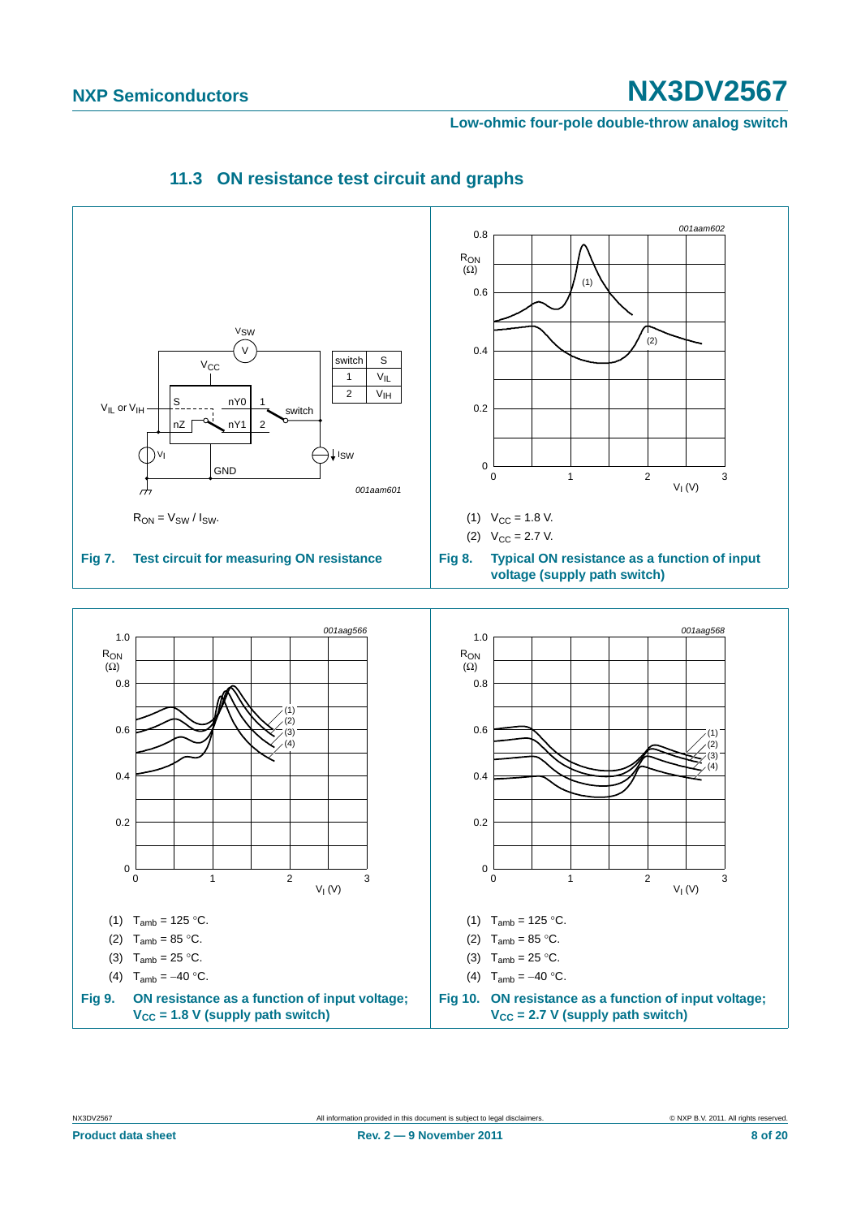### 11.3 ON resistance test circuit and graphs

| switch | S |
|---|---|
| 1 | $V_{IL}$ |
| 2 | $V_{IH}$ |

$R_{ON} = V_{SW} / I_{SW}$.

**Fig 7. Test circuit for measuring ON resistance**

(1) $V_{CC}$ = 1.8 V.

(2) $V_{CC}$ = 2.7 V.

**Fig 8. Typical ON resistance as a function of input voltage (supply path switch)**

(1) $T_{amb}$ = 125 °C.

(2) $T_{amb}$ = 85 °C.

(3) $T_{amb}$ = 25 °C.

(4) $T_{amb}$ = −40 °C.

**Fig 9. ON resistance as a function of input voltage; $V_{CC}$ = 1.8 V (supply path switch)**

(1) $T_{amb}$ = 125 °C.

(2) $T_{amb}$ = 85 °C.

(3) $T_{amb}$ = 25 °C.

(4) $T_{amb}$ = −40 °C.

**Fig 10. ON resistance as a function of input voltage; $V_{CC}$ = 2.7 V (supply path switch)**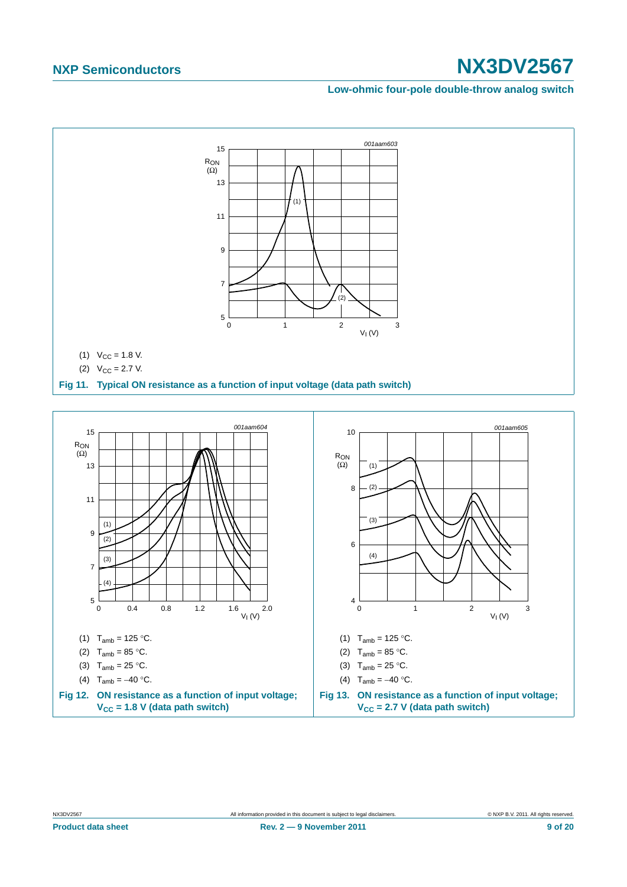(1) $V_{CC}$ = 1.8 V.

(2) $V_{CC}$ = 2.7 V.

**Fig 11. Typical ON resistance as a function of input voltage (data path switch)**

(1) $T_{amb}$ = 125 °C.

(2) $T_{amb}$ = 85 °C.

(3) $T_{amb}$ = 25 °C.

(4) $T_{amb}$ = −40 °C.

**Fig 12. ON resistance as a function of input voltage; $V_{CC}$ = 1.8 V (data path switch)**

(1) $T_{amb}$ = 125 °C.

(2) $T_{amb}$ = 85 °C.

(3) $T_{amb}$ = 25 °C.

(4) $T_{amb}$ = −40 °C.

**Fig 13. ON resistance as a function of input voltage; $V_{CC}$ = 2.7 V (data path switch)**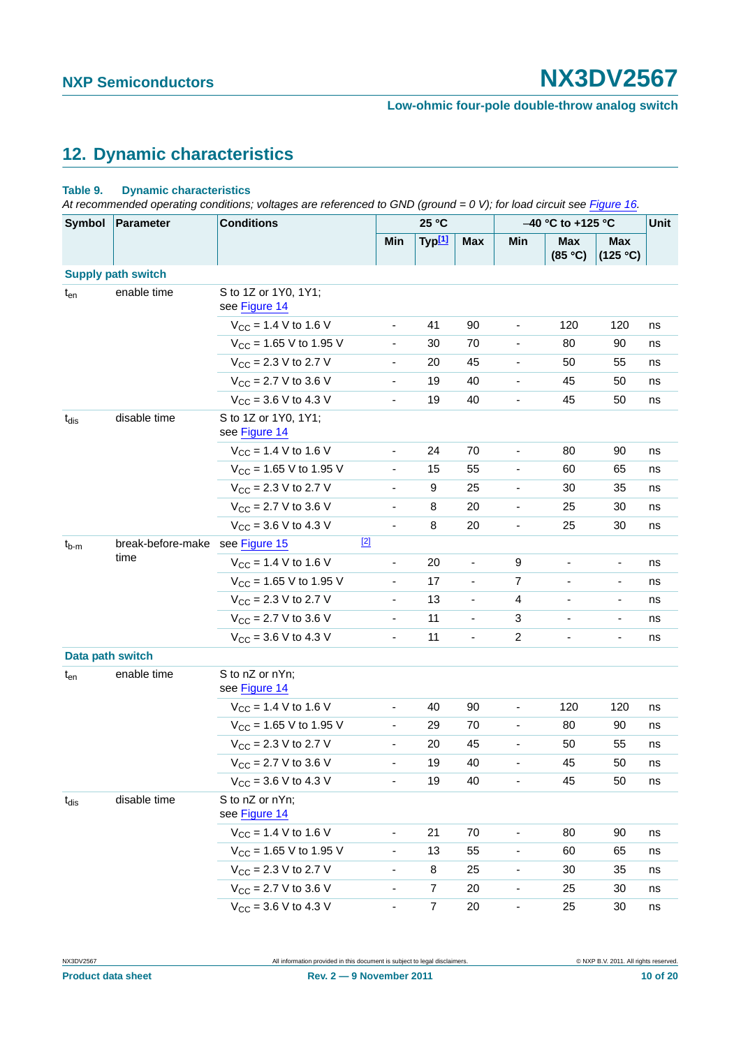## 12. Dynamic characteristics

**Table 9. Dynamic characteristics**

*At recommended operating conditions; voltages are referenced to GND (ground = 0 V); for load circuit see Figure 16.*

| Symbol | Parameter | Conditions | 25 °C | | | −40 °C to +125 °C | | | Unit |
|---|---|---|---|---|---|---|---|---|---|
| | | | Min | Typ[1] | Max | Min | Max (85 °C) | Max (125 °C) | |
| **Supply path switch** | | | | | | | | | |
| $t_{en}$ | enable time | S to 1Z or 1Y0, 1Y1; see Figure 14 | | | | | | | |
| | | $V_{CC}$ = 1.4 V to 1.6 V | - | 41 | 90 | - | 120 | 120 | ns |
| | | $V_{CC}$ = 1.65 V to 1.95 V | - | 30 | 70 | - | 80 | 90 | ns |
| | | $V_{CC}$ = 2.3 V to 2.7 V | - | 20 | 45 | - | 50 | 55 | ns |
| | | $V_{CC}$ = 2.7 V to 3.6 V | - | 19 | 40 | - | 45 | 50 | ns |
| | | $V_{CC}$ = 3.6 V to 4.3 V | - | 19 | 40 | - | 45 | 50 | ns |
| $t_{dis}$ | disable time | S to 1Z or 1Y0, 1Y1; see Figure 14 | | | | | | | |
| | | $V_{CC}$ = 1.4 V to 1.6 V | - | 24 | 70 | - | 80 | 90 | ns |
| | | $V_{CC}$ = 1.65 V to 1.95 V | - | 15 | 55 | - | 60 | 65 | ns |
| | | $V_{CC}$ = 2.3 V to 2.7 V | - | 9 | 25 | - | 30 | 35 | ns |
| | | $V_{CC}$ = 2.7 V to 3.6 V | - | 8 | 20 | - | 25 | 30 | ns |
| | | $V_{CC}$ = 3.6 V to 4.3 V | - | 8 | 20 | - | 25 | 30 | ns |
| $t_{b-m}$ | break-before-make time | see Figure 15 [2] | | | | | | | |
| | | $V_{CC}$ = 1.4 V to 1.6 V | - | 20 | - | 9 | - | - | ns |
| | | $V_{CC}$ = 1.65 V to 1.95 V | - | 17 | - | 7 | - | - | ns |
| | | $V_{CC}$ = 2.3 V to 2.7 V | - | 13 | - | 4 | - | - | ns |
| | | $V_{CC}$ = 2.7 V to 3.6 V | - | 11 | - | 3 | - | - | ns |
| | | $V_{CC}$ = 3.6 V to 4.3 V | - | 11 | - | 2 | - | - | ns |
| **Data path switch** | | | | | | | | | |
| $t_{en}$ | enable time | S to nZ or nYn; see Figure 14 | | | | | | | |
| | | $V_{CC}$ = 1.4 V to 1.6 V | - | 40 | 90 | - | 120 | 120 | ns |
| | | $V_{CC}$ = 1.65 V to 1.95 V | - | 29 | 70 | - | 80 | 90 | ns |
| | | $V_{CC}$ = 2.3 V to 2.7 V | - | 20 | 45 | - | 50 | 55 | ns |
| | | $V_{CC}$ = 2.7 V to 3.6 V | - | 19 | 40 | - | 45 | 50 | ns |
| | | $V_{CC}$ = 3.6 V to 4.3 V | - | 19 | 40 | - | 45 | 50 | ns |
| $t_{dis}$ | disable time | S to nZ or nYn; see Figure 14 | | | | | | | |
| | | $V_{CC}$ = 1.4 V to 1.6 V | - | 21 | 70 | - | 80 | 90 | ns |
| | | $V_{CC}$ = 1.65 V to 1.95 V | - | 13 | 55 | - | 60 | 65 | ns |
| | | $V_{CC}$ = 2.3 V to 2.7 V | - | 8 | 25 | - | 30 | 35 | ns |
| | | $V_{CC}$ = 2.7 V to 3.6 V | - | 7 | 20 | - | 25 | 30 | ns |
| | | $V_{CC}$ = 3.6 V to 4.3 V | - | 7 | 20 | - | 25 | 30 | ns |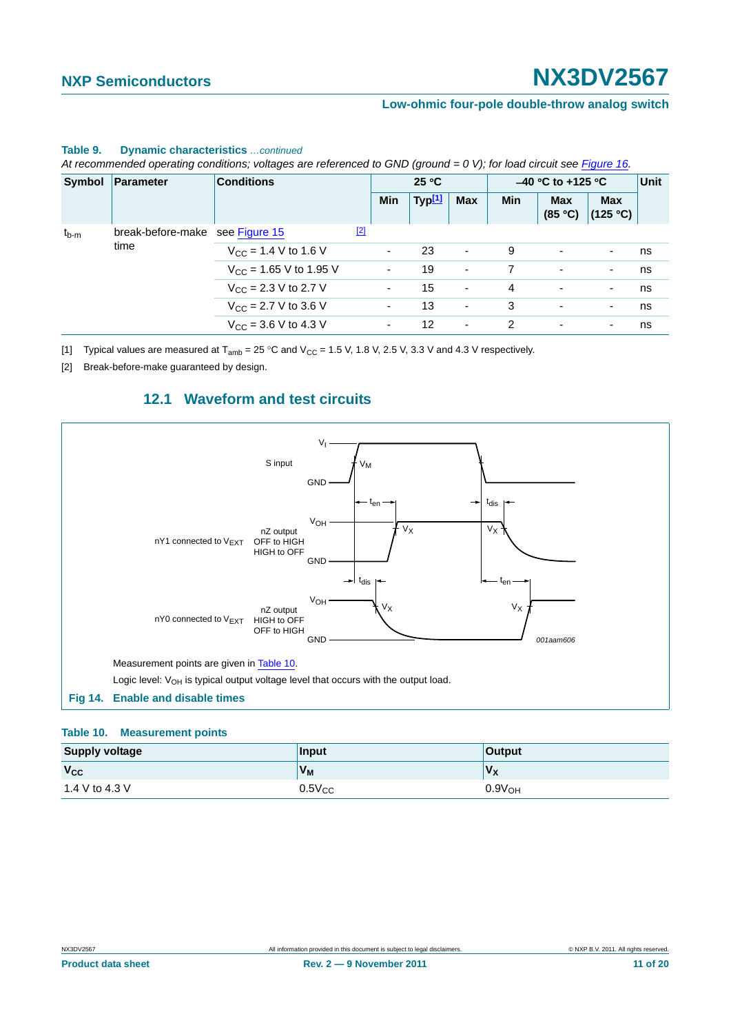**Table 9. Dynamic characteristics** *...continued*

*At recommended operating conditions; voltages are referenced to GND (ground = 0 V); for load circuit see Figure 16.*

| Symbol | Parameter | Conditions | 25 °C | | | –40 °C to +125 °C | | | Unit |
|---|---|---|---|---|---|---|---|---|---|
| | | | Min | Typ[1] | Max | Min | Max (85 °C) | Max (125 °C) | |
| $t_{b\text{-}m}$ | break-before-make time | see Figure 15 [2] | | | | | | | |
| | | $V_{CC}$ = 1.4 V to 1.6 V | - | 23 | - | 9 | - | - | ns |
| | | $V_{CC}$ = 1.65 V to 1.95 V | - | 19 | - | 7 | - | - | ns |
| | | $V_{CC}$ = 2.3 V to 2.7 V | - | 15 | - | 4 | - | - | ns |
| | | $V_{CC}$ = 2.7 V to 3.6 V | - | 13 | - | 3 | - | - | ns |
| | | $V_{CC}$ = 3.6 V to 4.3 V | - | 12 | - | 2 | - | - | ns |

[1] Typical values are measured at $T_{amb}$ = 25 °C and $V_{CC}$ = 1.5 V, 1.8 V, 2.5 V, 3.3 V and 4.3 V respectively.

[2] Break-before-make guaranteed by design.

## 12.1 Waveform and test circuits

Measurement points are given in Table 10.

Logic level: $V_{OH}$ is typical output voltage level that occurs with the output load.

**Fig 14. Enable and disable times**

**Table 10. Measurement points**

| Supply voltage | Input | Output |
|---|---|---|
| $V_{CC}$ | $V_M$ | $V_X$ |
| 1.4 V to 4.3 V | $0.5V_{CC}$ | $0.9V_{OH}$ |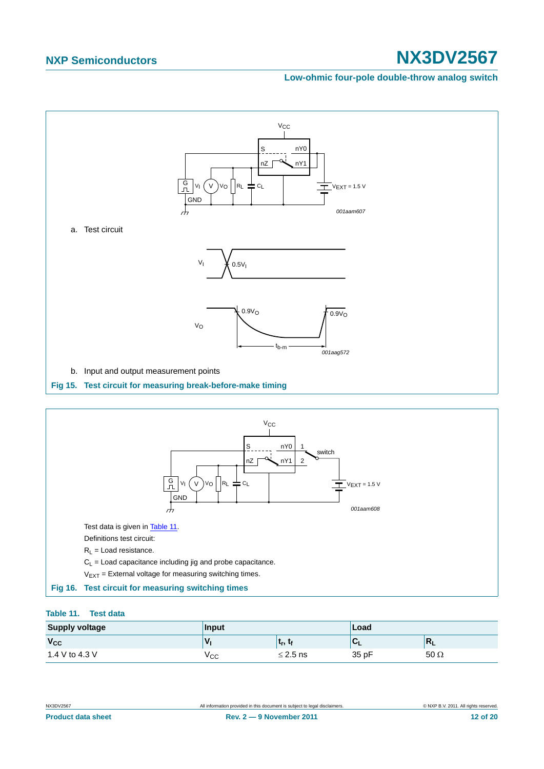a. Test circuit

b. Input and output measurement points

**Fig 15. Test circuit for measuring break-before-make timing**

Test data is given in Table 11.

Definitions test circuit:

$R_L$ = Load resistance.

$C_L$ = Load capacitance including jig and probe capacitance.

$V_{EXT}$ = External voltage for measuring switching times.

**Fig 16. Test circuit for measuring switching times**

**Table 11. Test data**

| Supply voltage | Input | | Load | |
|---|---|---|---|---|
| $V_{CC}$ | $V_I$ | $t_r$, $t_f$ | $C_L$ | $R_L$ |
| 1.4 V to 4.3 V | $V_{CC}$ | ≤ 2.5 ns | 35 pF | 50 Ω |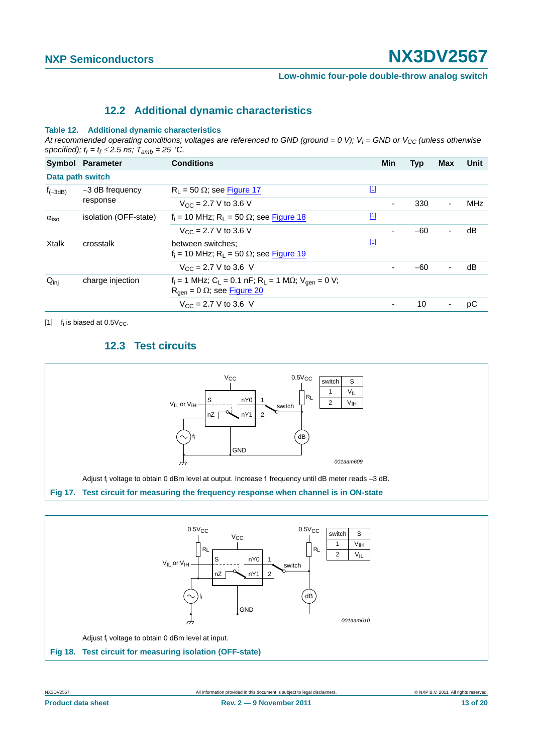## 12.2 Additional dynamic characteristics

**Table 12. Additional dynamic characteristics**

*At recommended operating conditions; voltages are referenced to GND (ground = 0 V); $V_I$ = GND or $V_{CC}$ (unless otherwise specified); $t_r = t_f \leq 2.5$ ns; $T_{amb}$ = 25 °C.*

| Symbol | Parameter | Conditions | | Min | Typ | Max | Unit |
|---|---|---|---|---|---|---|---|
| **Data path switch** | | | | | | | |
| $f_{(-3dB)}$ | −3 dB frequency response | $R_L$ = 50 Ω; see Figure 17 | [1] | | | | |
| | | $V_{CC}$ = 2.7 V to 3.6 V | | - | 330 | - | MHz |
| $\alpha_{iso}$ | isolation (OFF-state) | $f_i$ = 10 MHz; $R_L$ = 50 Ω; see Figure 18 | [1] | | | | |
| | | $V_{CC}$ = 2.7 V to 3.6 V | | - | −60 | - | dB |
| Xtalk | crosstalk | between switches; $f_i$ = 10 MHz; $R_L$ = 50 Ω; see Figure 19 | [1] | | | | |
| | | $V_{CC}$ = 2.7 V to 3.6 V | | - | −60 | - | dB |
| $Q_{inj}$ | charge injection | $f_i$ = 1 MHz; $C_L$ = 0.1 nF; $R_L$ = 1 MΩ; $V_{gen}$ = 0 V; $R_{gen}$ = 0 Ω; see Figure 20 | | | | | |
| | | $V_{CC}$ = 2.7 V to 3.6 V | | - | 10 | - | pC |

[1] $f_i$ is biased at $0.5V_{CC}$.

## 12.3 Test circuits

| switch | S |
|---|---|
| 1 | $V_{IL}$ |
| 2 | $V_{IH}$ |

001aam609

Adjust $f_i$ voltage to obtain 0 dBm level at output. Increase $f_i$ frequency until dB meter reads −3 dB.

**Fig 17. Test circuit for measuring the frequency response when channel is in ON-state**

| switch | S |
|---|---|
| 1 | $V_{IH}$ |
| 2 | $V_{IL}$ |

001aam610

Adjust $f_i$ voltage to obtain 0 dBm level at input.

**Fig 18. Test circuit for measuring isolation (OFF-state)**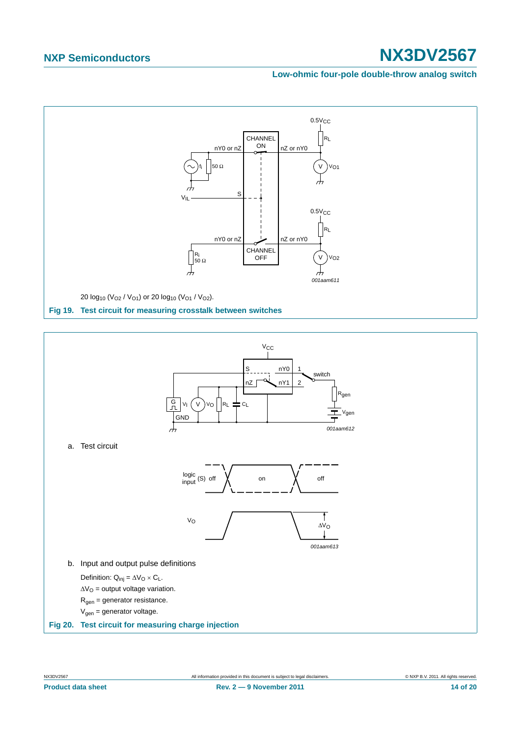$20 \log_{10} (V_{O2} / V_{O1})$ or $20 \log_{10} (V_{O1} / V_{O2})$.

**Fig 19. Test circuit for measuring crosstalk between switches**

a. Test circuit

b. Input and output pulse definitions

Definition: $Q_{inj} = \Delta V_O \times C_L$.

$\Delta V_O$ = output voltage variation.

$R_{gen}$ = generator resistance.

$V_{gen}$ = generator voltage.

**Fig 20. Test circuit for measuring charge injection**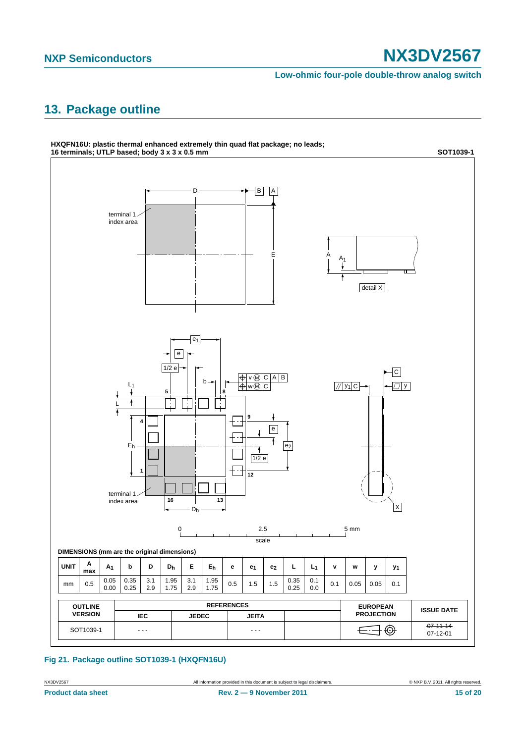## 13. Package outline

**HXQFN16U: plastic thermal enhanced extremely thin quad flat package; no leads; 16 terminals; UTLP based; body 3 x 3 x 0.5 mm** **SOT1039-1**

**DIMENSIONS (mm are the original dimensions)**

| UNIT | A max | $A_1$ | b | D | $D_h$ | E | $E_h$ | e | $e_1$ | $e_2$ | L | $L_1$ | v | w | y | $y_1$ |
|---|---|---|---|---|---|---|---|---|---|---|---|---|---|---|---|---|
| mm | 0.5 | 0.05<br>0.00 | 0.35<br>0.25 | 3.1<br>2.9 | 1.95<br>1.75 | 3.1<br>2.9 | 1.95<br>1.75 | 0.5 | 1.5 | 1.5 | 0.35<br>0.25 | 0.1<br>0.0 | 0.1 | 0.05 | 0.05 | 0.1 |

| OUTLINE VERSION | REFERENCES | | | | EUROPEAN PROJECTION | ISSUE DATE |
|---|---|---|---|---|---|---|
| | IEC | JEDEC | JEITA | | | |
| SOT1039-1 | - - - | | - - - | | | ~~07-11-14~~<br>07-12-01 |

**Fig 21. Package outline SOT1039-1 (HXQFN16U)**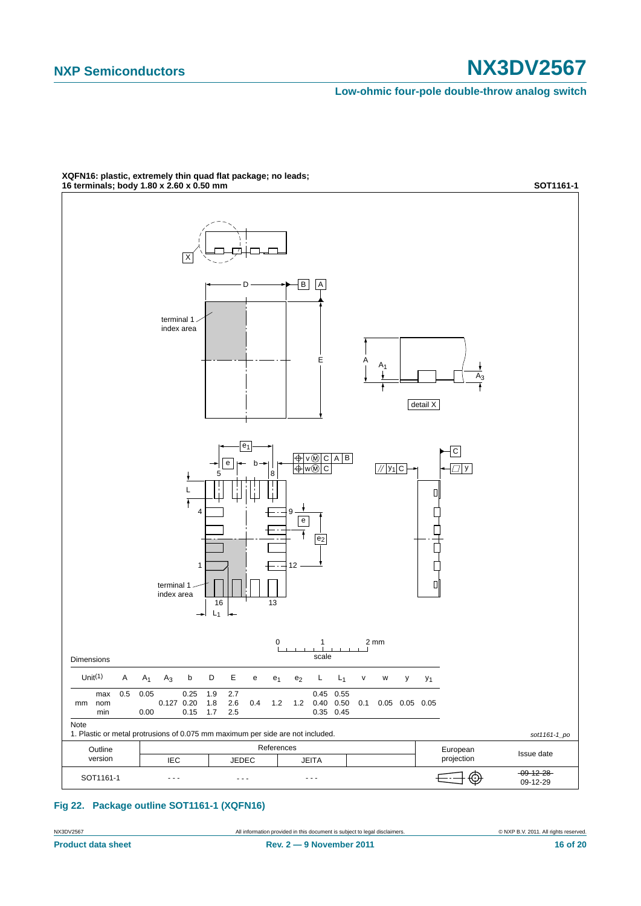**XQFN16: plastic, extremely thin quad flat package; no leads; 16 terminals; body 1.80 x 2.60 x 0.50 mm** **SOT1161-1**

Dimensions

| Unit[1] | | A | $A_1$ | $A_3$ | b | D | E | e | $e_1$ | $e_2$ | L | $L_1$ | v | w | y | $y_1$ |
|---|---|---|---|---|---|---|---|---|---|---|---|---|---|---|---|---|
| mm | max | 0.5 | 0.05 | | 0.25 | 1.9 | 2.7 | | | | 0.45 | 0.55 | | | | |
| | nom | | | 0.127 | 0.20 | 1.8 | 2.6 | 0.4 | 1.2 | 1.2 | 0.40 | 0.50 | 0.1 | 0.05 | 0.05 | 0.05 |
| | min | | 0.00 | | 0.15 | 1.7 | 2.5 | | | | 0.35 | 0.45 | | | | |

Note

1. Plastic or metal protrusions of 0.075 mm maximum per side are not included.

sot1161-1_po

| Outline version | References | | | European projection | Issue date |
|---|---|---|---|---|---|
| | IEC | JEDEC | JEITA | | |
| SOT1161-1 | - - - | - - - | - - - | | ~~09-12-28~~ 09-12-29 |

**Fig 22. Package outline SOT1161-1 (XQFN16)**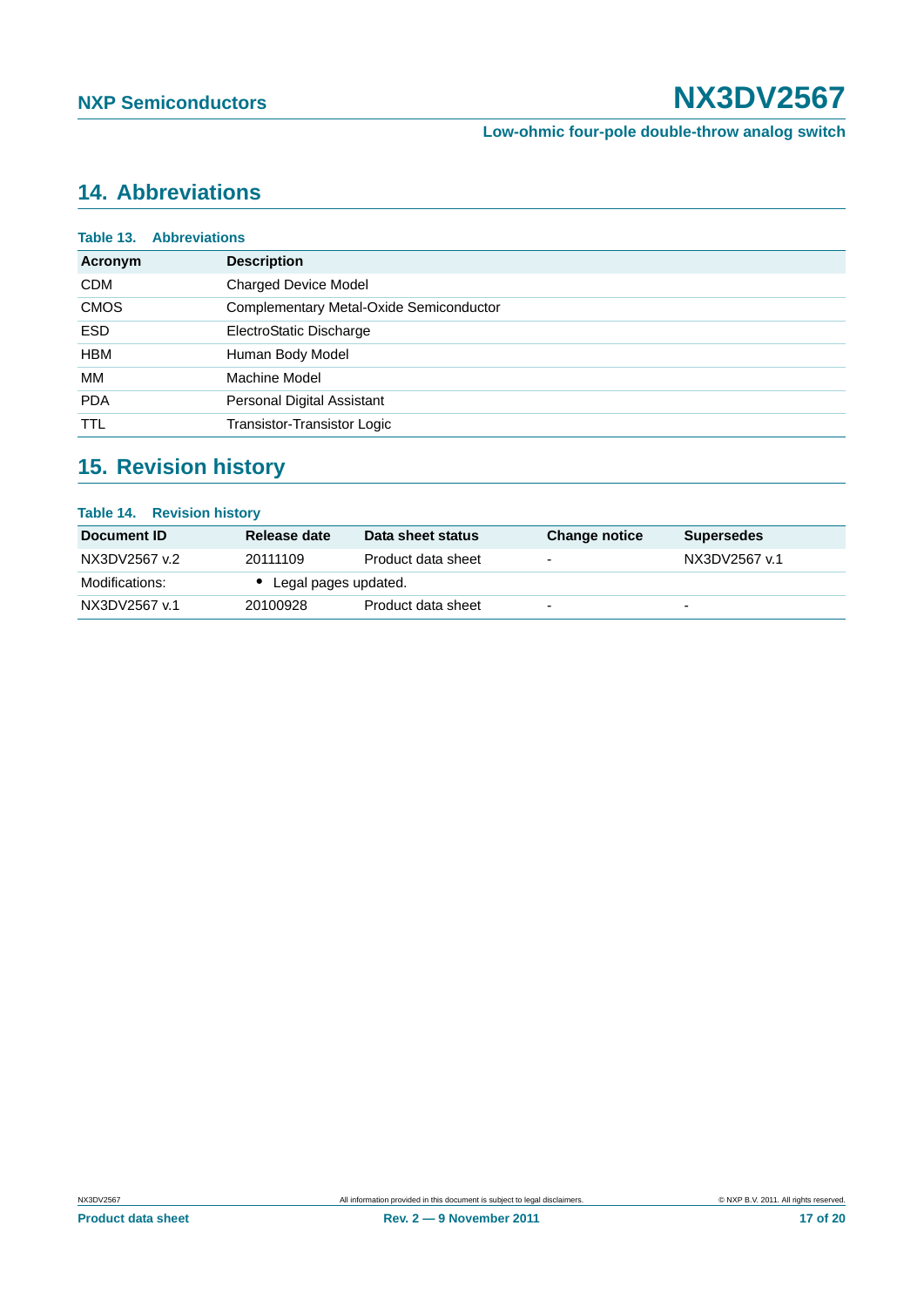## 14. Abbreviations

**Table 13. Abbreviations**

| Acronym | Description |
|---|---|
| CDM | Charged Device Model |
| CMOS | Complementary Metal-Oxide Semiconductor |
| ESD | ElectroStatic Discharge |
| HBM | Human Body Model |
| MM | Machine Model |
| PDA | Personal Digital Assistant |
| TTL | Transistor-Transistor Logic |

## 15. Revision history

**Table 14. Revision history**

| Document ID | Release date | Data sheet status | Change notice | Supersedes |
|---|---|---|---|---|
| NX3DV2567 v.2 | 20111109 | Product data sheet | - | NX3DV2567 v.1 |
| Modifications: | • Legal pages updated. | | | |
| NX3DV2567 v.1 | 20100928 | Product data sheet | - | - |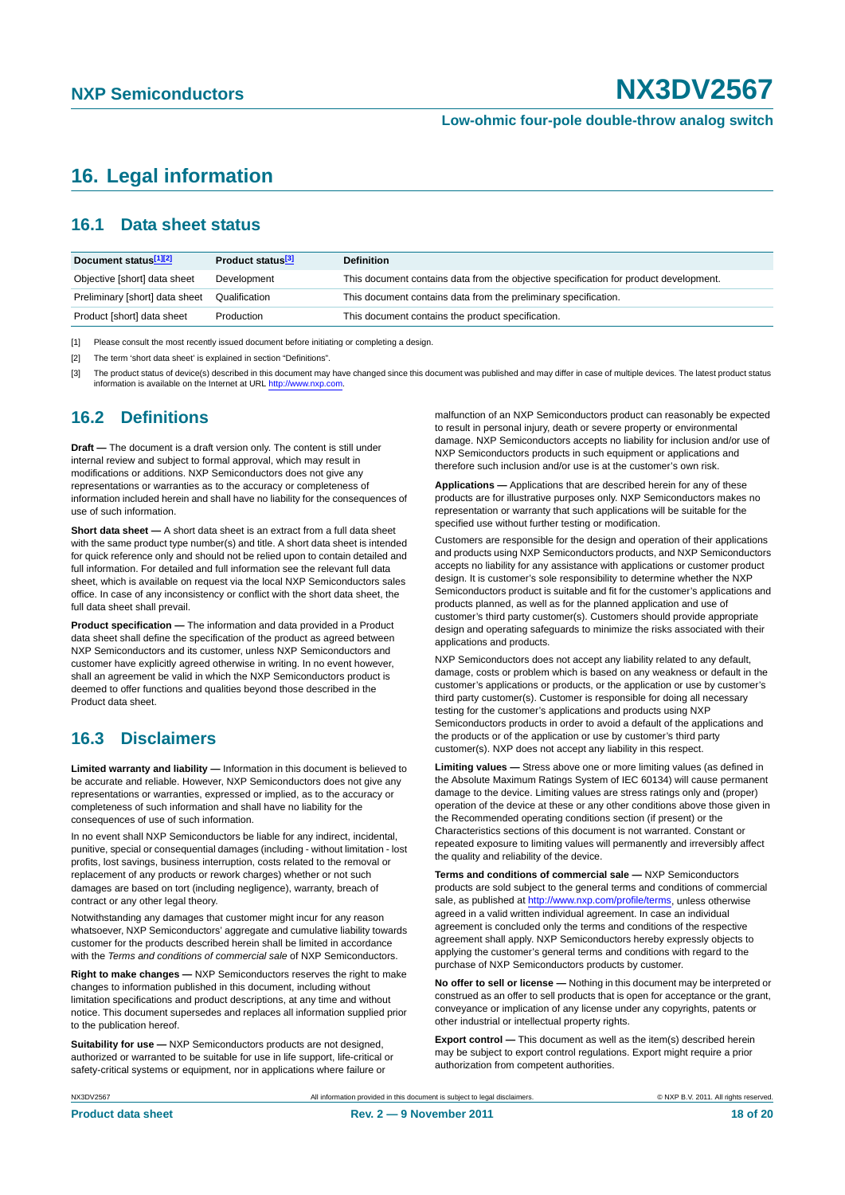# 16. Legal information

## 16.1 Data sheet status

| Document status[1][2] | Product status[3] | Definition |
|---|---|---|
| Objective [short] data sheet | Development | This document contains data from the objective specification for product development. |
| Preliminary [short] data sheet | Qualification | This document contains data from the preliminary specification. |
| Product [short] data sheet | Production | This document contains the product specification. |

[1] Please consult the most recently issued document before initiating or completing a design.

[2] The term 'short data sheet' is explained in section "Definitions".

[3] The product status of device(s) described in this document may have changed since this document was published and may differ in case of multiple devices. The latest product status information is available on the Internet at URL http://www.nxp.com.

## 16.2 Definitions

**Draft —** The document is a draft version only. The content is still under internal review and subject to formal approval, which may result in modifications or additions. NXP Semiconductors does not give any representations or warranties as to the accuracy or completeness of information included herein and shall have no liability for the consequences of use of such information.

**Short data sheet —** A short data sheet is an extract from a full data sheet with the same product type number(s) and title. A short data sheet is intended for quick reference only and should not be relied upon to contain detailed and full information. For detailed and full information see the relevant full data sheet, which is available on request via the local NXP Semiconductors sales office. In case of any inconsistency or conflict with the short data sheet, the full data sheet shall prevail.

**Product specification —** The information and data provided in a Product data sheet shall define the specification of the product as agreed between NXP Semiconductors and its customer, unless NXP Semiconductors and customer have explicitly agreed otherwise in writing. In no event however, shall an agreement be valid in which the NXP Semiconductors product is deemed to offer functions and qualities beyond those described in the Product data sheet.

## 16.3 Disclaimers

**Limited warranty and liability —** Information in this document is believed to be accurate and reliable. However, NXP Semiconductors does not give any representations or warranties, expressed or implied, as to the accuracy or completeness of such information and shall have no liability for the consequences of use of such information.

In no event shall NXP Semiconductors be liable for any indirect, incidental, punitive, special or consequential damages (including - without limitation - lost profits, lost savings, business interruption, costs related to the removal or replacement of any products or rework charges) whether or not such damages are based on tort (including negligence), warranty, breach of contract or any other legal theory.

Notwithstanding any damages that customer might incur for any reason whatsoever, NXP Semiconductors' aggregate and cumulative liability towards customer for the products described herein shall be limited in accordance with the *Terms and conditions of commercial sale* of NXP Semiconductors.

**Right to make changes —** NXP Semiconductors reserves the right to make changes to information published in this document, including without limitation specifications and product descriptions, at any time and without notice. This document supersedes and replaces all information supplied prior to the publication hereof.

**Suitability for use —** NXP Semiconductors products are not designed, authorized or warranted to be suitable for use in life support, life-critical or safety-critical systems or equipment, nor in applications where failure or malfunction of an NXP Semiconductors product can reasonably be expected to result in personal injury, death or severe property or environmental damage. NXP Semiconductors accepts no liability for inclusion and/or use of NXP Semiconductors products in such equipment or applications and therefore such inclusion and/or use is at the customer's own risk.

**Applications —** Applications that are described herein for any of these products are for illustrative purposes only. NXP Semiconductors makes no representation or warranty that such applications will be suitable for the specified use without further testing or modification.

Customers are responsible for the design and operation of their applications and products using NXP Semiconductors products, and NXP Semiconductors accepts no liability for any assistance with applications or customer product design. It is customer's sole responsibility to determine whether the NXP Semiconductors product is suitable and fit for the customer's applications and products planned, as well as for the planned application and use of customer's third party customer(s). Customers should provide appropriate design and operating safeguards to minimize the risks associated with their applications and products.

NXP Semiconductors does not accept any liability related to any default, damage, costs or problem which is based on any weakness or default in the customer's applications or products, or the application or use by customer's third party customer(s). Customer is responsible for doing all necessary testing for the customer's applications and products using NXP Semiconductors products in order to avoid a default of the applications and the products or of the application or use by customer's third party customer(s). NXP does not accept any liability in this respect.

**Limiting values —** Stress above one or more limiting values (as defined in the Absolute Maximum Ratings System of IEC 60134) will cause permanent damage to the device. Limiting values are stress ratings only and (proper) operation of the device at these or any other conditions above those given in the Recommended operating conditions section (if present) or the Characteristics sections of this document is not warranted. Constant or repeated exposure to limiting values will permanently and irreversibly affect the quality and reliability of the device.

**Terms and conditions of commercial sale —** NXP Semiconductors products are sold subject to the general terms and conditions of commercial sale, as published at http://www.nxp.com/profile/terms, unless otherwise agreed in a valid written individual agreement. In case an individual agreement is concluded only the terms and conditions of the respective agreement shall apply. NXP Semiconductors hereby expressly objects to applying the customer's general terms and conditions with regard to the purchase of NXP Semiconductors products by customer.

**No offer to sell or license —** Nothing in this document may be interpreted or construed as an offer to sell products that is open for acceptance or the grant, conveyance or implication of any license under any copyrights, patents or other industrial or intellectual property rights.

**Export control —** This document as well as the item(s) described herein may be subject to export control regulations. Export might require a prior authorization from competent authorities.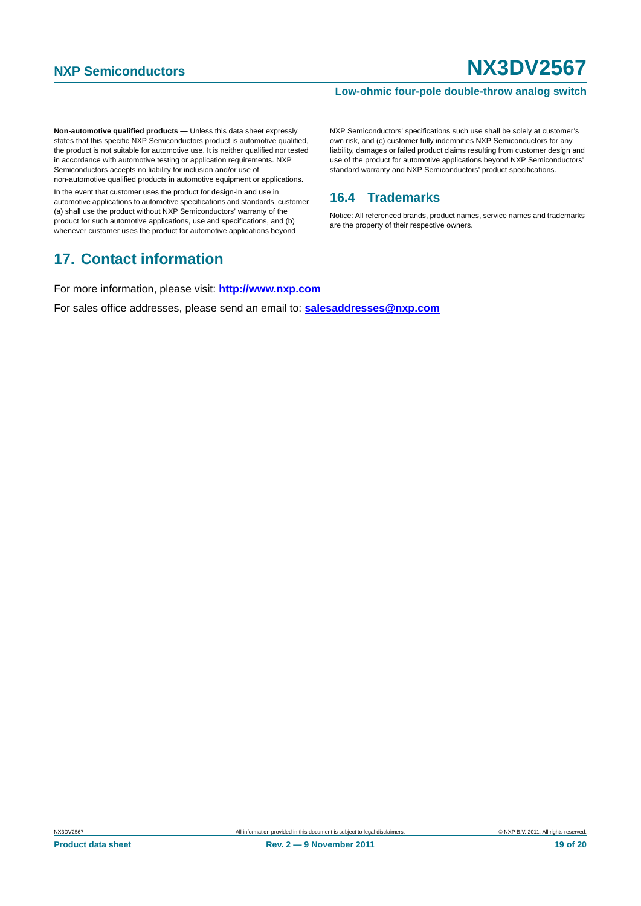**Non-automotive qualified products —** Unless this data sheet expressly states that this specific NXP Semiconductors product is automotive qualified, the product is not suitable for automotive use. It is neither qualified nor tested in accordance with automotive testing or application requirements. NXP Semiconductors accepts no liability for inclusion and/or use of non-automotive qualified products in automotive equipment or applications.

In the event that customer uses the product for design-in and use in automotive applications to automotive specifications and standards, customer (a) shall use the product without NXP Semiconductors' warranty of the product for such automotive applications, use and specifications, and (b) whenever customer uses the product for automotive applications beyond NXP Semiconductors' specifications such use shall be solely at customer's own risk, and (c) customer fully indemnifies NXP Semiconductors for any liability, damages or failed product claims resulting from customer design and use of the product for automotive applications beyond NXP Semiconductors' standard warranty and NXP Semiconductors' product specifications.

### 16.4 Trademarks

Notice: All referenced brands, product names, service names and trademarks are the property of their respective owners.

## 17. Contact information

For more information, please visit: **http://www.nxp.com**

For sales office addresses, please send an email to: **salesaddresses@nxp.com**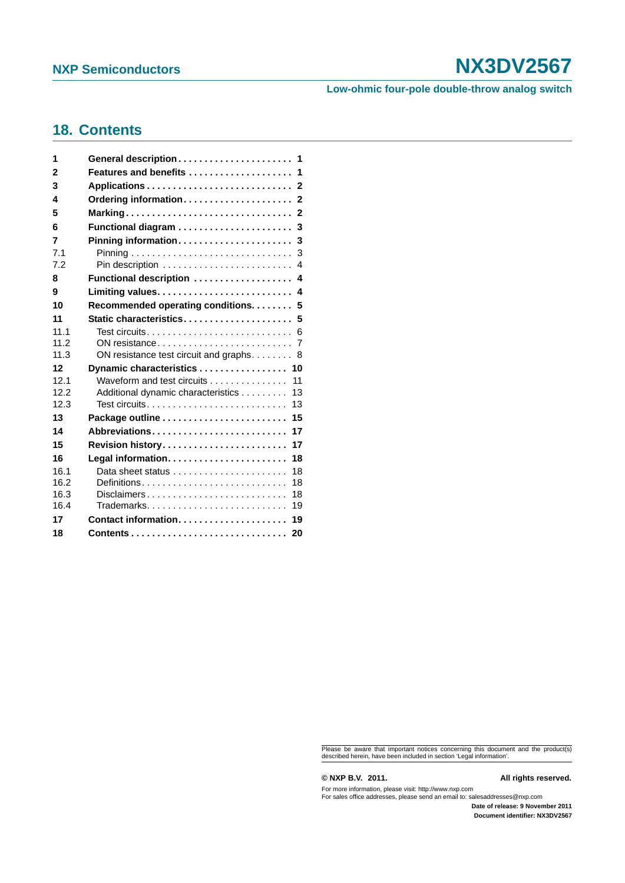## 18. Contents

| | | |
|---|---|---|
| **1** | **General description** | **1** |
| **2** | **Features and benefits** | **1** |
| **3** | **Applications** | **2** |
| **4** | **Ordering information** | **2** |
| **5** | **Marking** | **2** |
| **6** | **Functional diagram** | **3** |
| **7** | **Pinning information** | **3** |
| 7.1 | Pinning | 3 |
| 7.2 | Pin description | 4 |
| **8** | **Functional description** | **4** |
| **9** | **Limiting values** | **4** |
| **10** | **Recommended operating conditions** | **5** |
| **11** | **Static characteristics** | **5** |
| 11.1 | Test circuits | 6 |
| 11.2 | ON resistance | 7 |
| 11.3 | ON resistance test circuit and graphs | 8 |
| **12** | **Dynamic characteristics** | **10** |
| 12.1 | Waveform and test circuits | 11 |
| 12.2 | Additional dynamic characteristics | 13 |
| 12.3 | Test circuits | 13 |
| **13** | **Package outline** | **15** |
| **14** | **Abbreviations** | **17** |
| **15** | **Revision history** | **17** |
| **16** | **Legal information** | **18** |
| 16.1 | Data sheet status | 18 |
| 16.2 | Definitions | 18 |
| 16.3 | Disclaimers | 18 |
| 16.4 | Trademarks | 19 |
| **17** | **Contact information** | **19** |
| **18** | **Contents** | **20** |

Please be aware that important notices concerning this document and the product(s) described herein, have been included in section 'Legal information'.

**© NXP B.V. 2011.** **All rights reserved.**

For more information, please visit: http://www.nxp.com
For sales office addresses, please send an email to: salesaddresses@nxp.com

**Date of release: 9 November 2011**
**Document identifier: NX3DV2567**